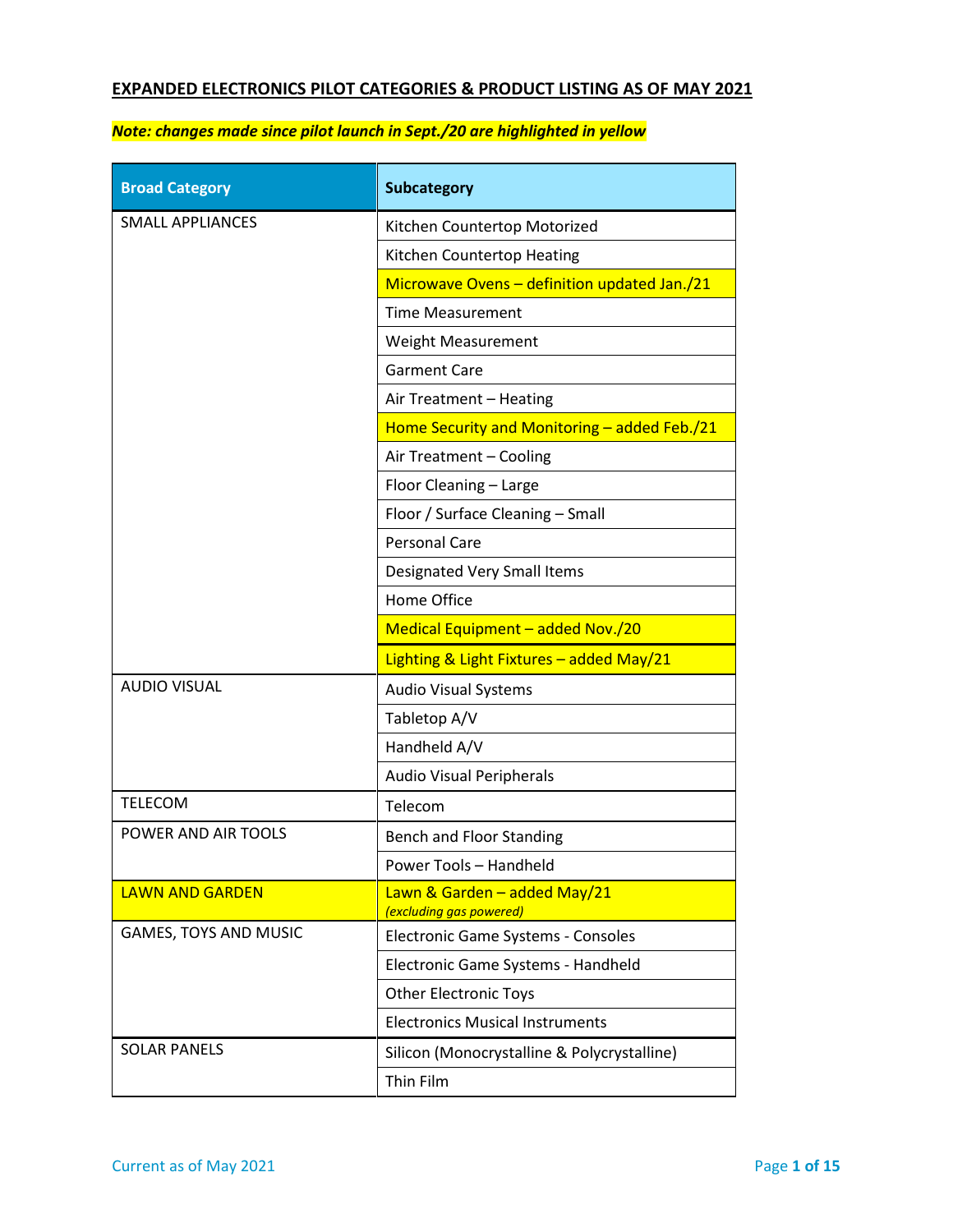**EXPANDED ELECTRONICS PILOT CATEGORIES & PRODUCT LISTING AS OF MAY 2021**

***Note: changes made since pilot launch in Sept./20 are highlighted in yellow***

| Broad Category | Subcategory |
|---|---|
| SMALL APPLIANCES | Kitchen Countertop Motorized |
| | Kitchen Countertop Heating |
| | Microwave Ovens – definition updated Jan./21 |
| | Time Measurement |
| | Weight Measurement |
| | Garment Care |
| | Air Treatment – Heating |
| | Home Security and Monitoring – added Feb./21 |
| | Air Treatment – Cooling |
| | Floor Cleaning – Large |
| | Floor / Surface Cleaning – Small |
| | Personal Care |
| | Designated Very Small Items |
| | Home Office |
| | Medical Equipment – added Nov./20 |
| | Lighting & Light Fixtures – added May/21 |
| AUDIO VISUAL | Audio Visual Systems |
| | Tabletop A/V |
| | Handheld A/V |
| | Audio Visual Peripherals |
| TELECOM | Telecom |
| POWER AND AIR TOOLS | Bench and Floor Standing |
| | Power Tools – Handheld |
| LAWN AND GARDEN | Lawn & Garden – added May/21 *(excluding gas powered)* |
| GAMES, TOYS AND MUSIC | Electronic Game Systems - Consoles |
| | Electronic Game Systems - Handheld |
| | Other Electronic Toys |
| | Electronics Musical Instruments |
| SOLAR PANELS | Silicon (Monocrystalline & Polycrystalline) |
| | Thin Film |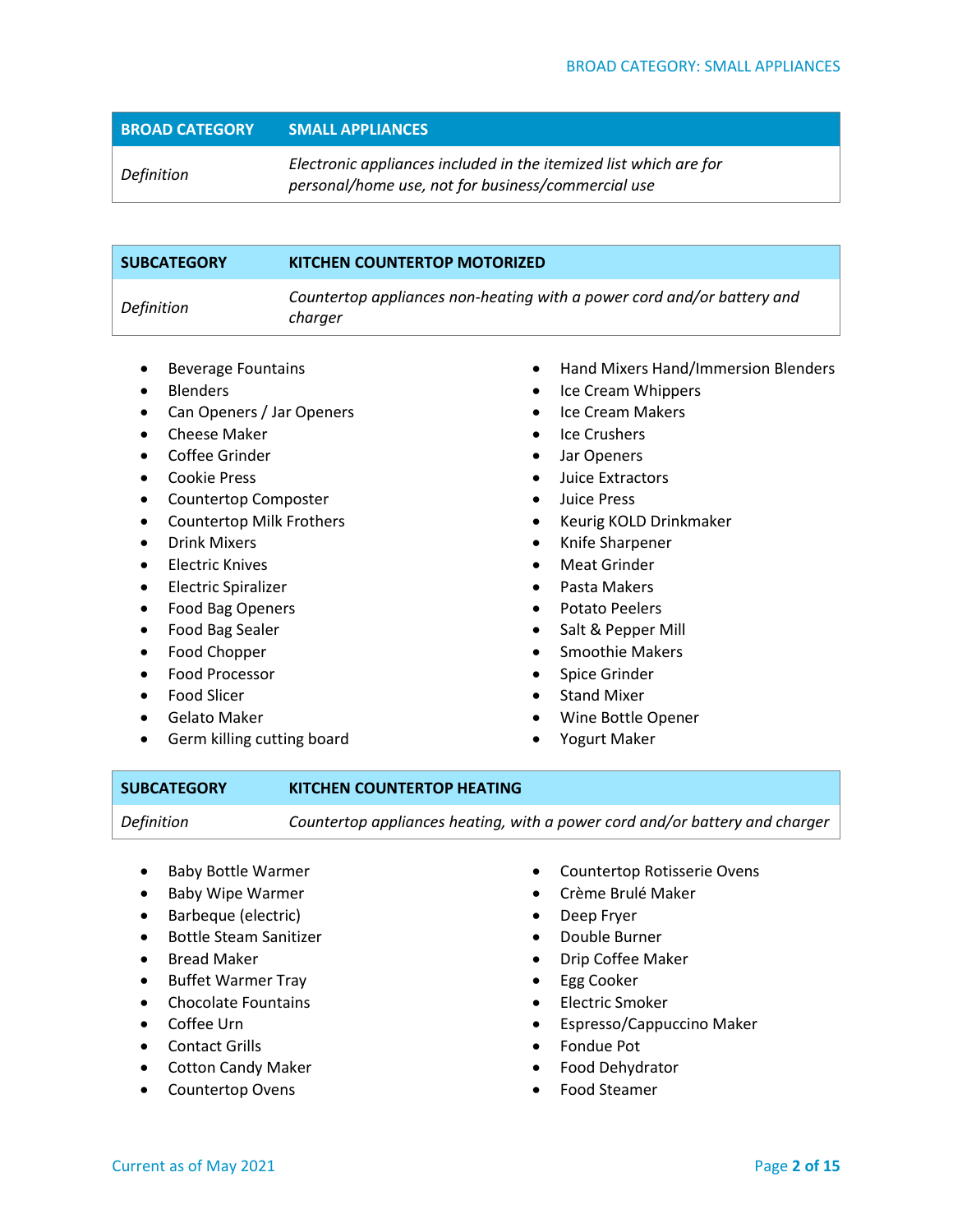| BROAD CATEGORY | SMALL APPLIANCES |
| --- | --- |
| *Definition* | *Electronic appliances included in the itemized list which are for personal/home use, not for business/commercial use* |

| SUBCATEGORY | KITCHEN COUNTERTOP MOTORIZED |
| --- | --- |
| *Definition* | *Countertop appliances non-heating with a power cord and/or battery and charger* |

- Beverage Fountains
- Blenders
- Can Openers / Jar Openers
- Cheese Maker
- Coffee Grinder
- Cookie Press
- Countertop Composter
- Countertop Milk Frothers
- Drink Mixers
- Electric Knives
- Electric Spiralizer
- Food Bag Openers
- Food Bag Sealer
- Food Chopper
- Food Processor
- Food Slicer
- Gelato Maker
- Germ killing cutting board
- Hand Mixers Hand/Immersion Blenders
- Ice Cream Whippers
- Ice Cream Makers
- Ice Crushers
- Jar Openers
- Juice Extractors
- Juice Press
- Keurig KOLD Drinkmaker
- Knife Sharpener
- Meat Grinder
- Pasta Makers
- Potato Peelers
- Salt & Pepper Mill
- Smoothie Makers
- Spice Grinder
- Stand Mixer
- Wine Bottle Opener
- Yogurt Maker

| SUBCATEGORY | KITCHEN COUNTERTOP HEATING |
| --- | --- |
| *Definition* | *Countertop appliances heating, with a power cord and/or battery and charger* |

- Baby Bottle Warmer
- Baby Wipe Warmer
- Barbeque (electric)
- Bottle Steam Sanitizer
- Bread Maker
- Buffet Warmer Tray
- Chocolate Fountains
- Coffee Urn
- Contact Grills
- Cotton Candy Maker
- Countertop Ovens
- Countertop Rotisserie Ovens
- Crème Brulé Maker
- Deep Fryer
- Double Burner
- Drip Coffee Maker
- Egg Cooker
- Electric Smoker
- Espresso/Cappuccino Maker
- Fondue Pot
- Food Dehydrator
- Food Steamer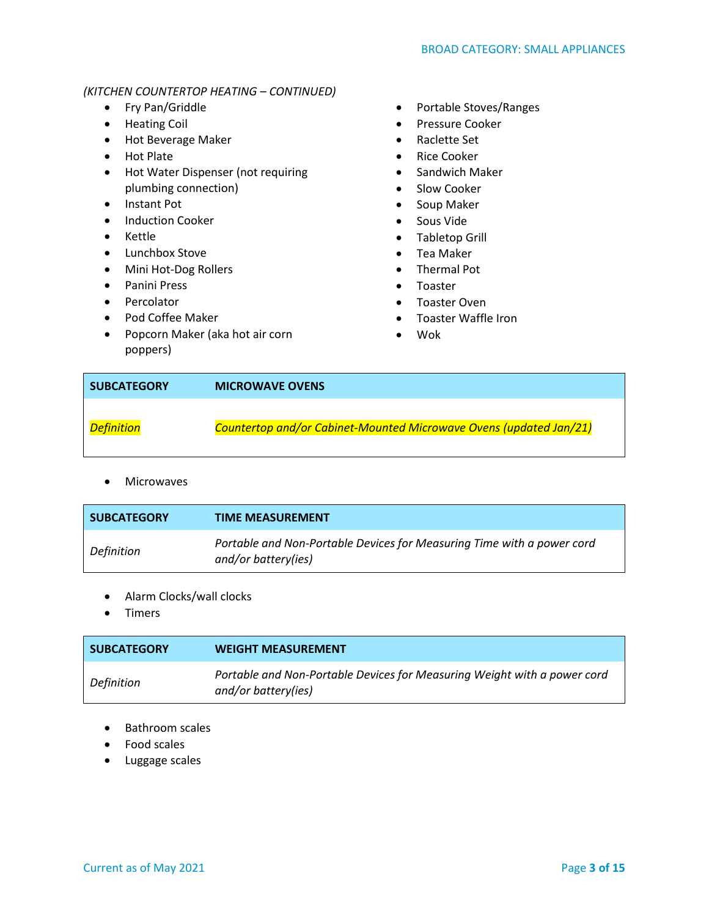*(KITCHEN COUNTERTOP HEATING – CONTINUED)*

- Fry Pan/Griddle
- Heating Coil
- Hot Beverage Maker
- Hot Plate
- Hot Water Dispenser (not requiring plumbing connection)
- Instant Pot
- Induction Cooker
- Kettle
- Lunchbox Stove
- Mini Hot-Dog Rollers
- Panini Press
- Percolator
- Pod Coffee Maker
- Popcorn Maker (aka hot air corn poppers)
- Portable Stoves/Ranges
- Pressure Cooker
- Raclette Set
- Rice Cooker
- Sandwich Maker
- Slow Cooker
- Soup Maker
- Sous Vide
- Tabletop Grill
- Tea Maker
- Thermal Pot
- Toaster
- Toaster Oven
- Toaster Waffle Iron
- Wok

| **SUBCATEGORY** | **MICROWAVE OVENS** |
|---|---|
| *Definition* | *Countertop and/or Cabinet-Mounted Microwave Ovens (updated Jan/21)* |

- Microwaves

| **SUBCATEGORY** | **TIME MEASUREMENT** |
|---|---|
| *Definition* | *Portable and Non-Portable Devices for Measuring Time with a power cord and/or battery(ies)* |

- Alarm Clocks/wall clocks
- Timers

| **SUBCATEGORY** | **WEIGHT MEASUREMENT** |
|---|---|
| *Definition* | *Portable and Non-Portable Devices for Measuring Weight with a power cord and/or battery(ies)* |

- Bathroom scales
- Food scales
- Luggage scales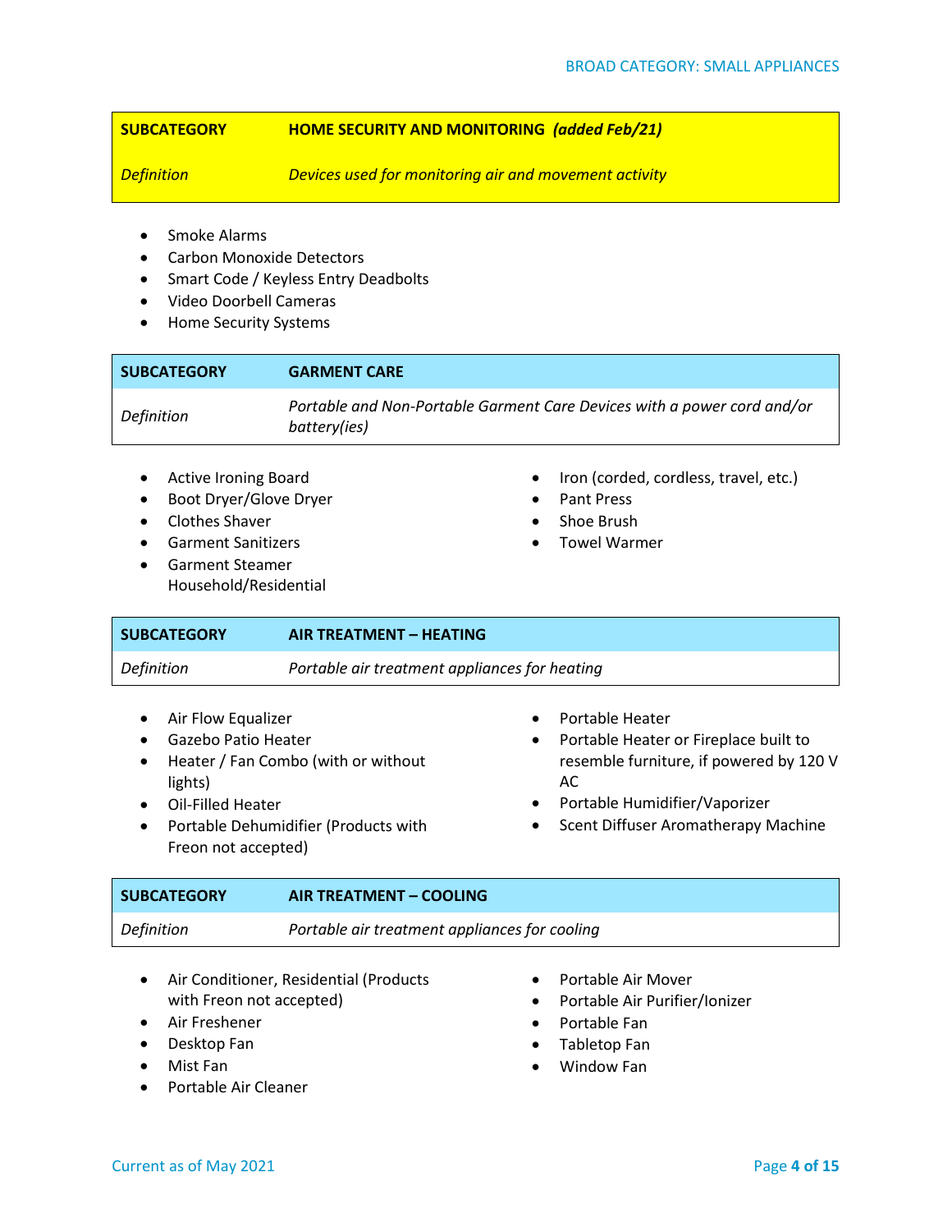| SUBCATEGORY | HOME SECURITY AND MONITORING *(added Feb/21)* |
|---|---|
| *Definition* | *Devices used for monitoring air and movement activity* |

- Smoke Alarms
- Carbon Monoxide Detectors
- Smart Code / Keyless Entry Deadbolts
- Video Doorbell Cameras
- Home Security Systems

| SUBCATEGORY | GARMENT CARE |
|---|---|
| *Definition* | *Portable and Non-Portable Garment Care Devices with a power cord and/or battery(ies)* |

- Active Ironing Board
- Boot Dryer/Glove Dryer
- Clothes Shaver
- Garment Sanitizers
- Garment Steamer Household/Residential
- Iron (corded, cordless, travel, etc.)
- Pant Press
- Shoe Brush
- Towel Warmer

| SUBCATEGORY | AIR TREATMENT – HEATING |
|---|---|
| *Definition* | *Portable air treatment appliances for heating* |

- Air Flow Equalizer
- Gazebo Patio Heater
- Heater / Fan Combo (with or without lights)
- Oil-Filled Heater
- Portable Dehumidifier (Products with Freon not accepted)
- Portable Heater
- Portable Heater or Fireplace built to resemble furniture, if powered by 120 V AC
- Portable Humidifier/Vaporizer
- Scent Diffuser Aromatherapy Machine

| SUBCATEGORY | AIR TREATMENT – COOLING |
|---|---|
| *Definition* | *Portable air treatment appliances for cooling* |

- Air Conditioner, Residential (Products with Freon not accepted)
- Air Freshener
- Desktop Fan
- Mist Fan
- Portable Air Cleaner
- Portable Air Mover
- Portable Air Purifier/Ionizer
- Portable Fan
- Tabletop Fan
- Window Fan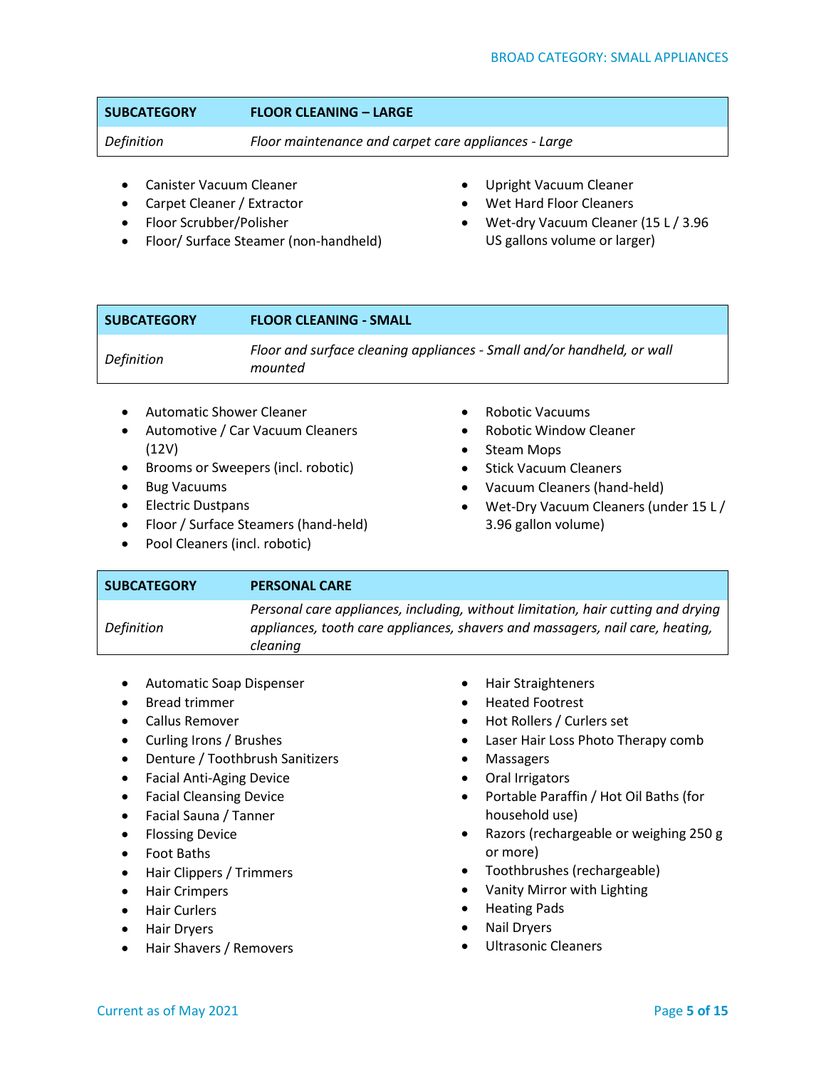| SUBCATEGORY | FLOOR CLEANING – LARGE |
|---|---|
| *Definition* | *Floor maintenance and carpet care appliances - Large* |

- Canister Vacuum Cleaner
- Carpet Cleaner / Extractor
- Floor Scrubber/Polisher
- Floor/ Surface Steamer (non-handheld)
- Upright Vacuum Cleaner
- Wet Hard Floor Cleaners
- Wet-dry Vacuum Cleaner (15 L / 3.96 US gallons volume or larger)

| SUBCATEGORY | FLOOR CLEANING - SMALL |
|---|---|
| *Definition* | *Floor and surface cleaning appliances - Small and/or handheld, or wall mounted* |

- Automatic Shower Cleaner
- Automotive / Car Vacuum Cleaners (12V)
- Brooms or Sweepers (incl. robotic)
- Bug Vacuums
- Electric Dustpans
- Floor / Surface Steamers (hand-held)
- Pool Cleaners (incl. robotic)
- Robotic Vacuums
- Robotic Window Cleaner
- Steam Mops
- Stick Vacuum Cleaners
- Vacuum Cleaners (hand-held)
- Wet-Dry Vacuum Cleaners (under 15 L / 3.96 gallon volume)

| SUBCATEGORY | PERSONAL CARE |
|---|---|
| *Definition* | *Personal care appliances, including, without limitation, hair cutting and drying appliances, tooth care appliances, shavers and massagers, nail care, heating, cleaning* |

- Automatic Soap Dispenser
- Bread trimmer
- Callus Remover
- Curling Irons / Brushes
- Denture / Toothbrush Sanitizers
- Facial Anti-Aging Device
- Facial Cleansing Device
- Facial Sauna / Tanner
- Flossing Device
- Foot Baths
- Hair Clippers / Trimmers
- Hair Crimpers
- Hair Curlers
- Hair Dryers
- Hair Shavers / Removers
- Hair Straighteners
- Heated Footrest
- Hot Rollers / Curlers set
- Laser Hair Loss Photo Therapy comb
- Massagers
- Oral Irrigators
- Portable Paraffin / Hot Oil Baths (for household use)
- Razors (rechargeable or weighing 250 g or more)
- Toothbrushes (rechargeable)
- Vanity Mirror with Lighting
- Heating Pads
- Nail Dryers
- Ultrasonic Cleaners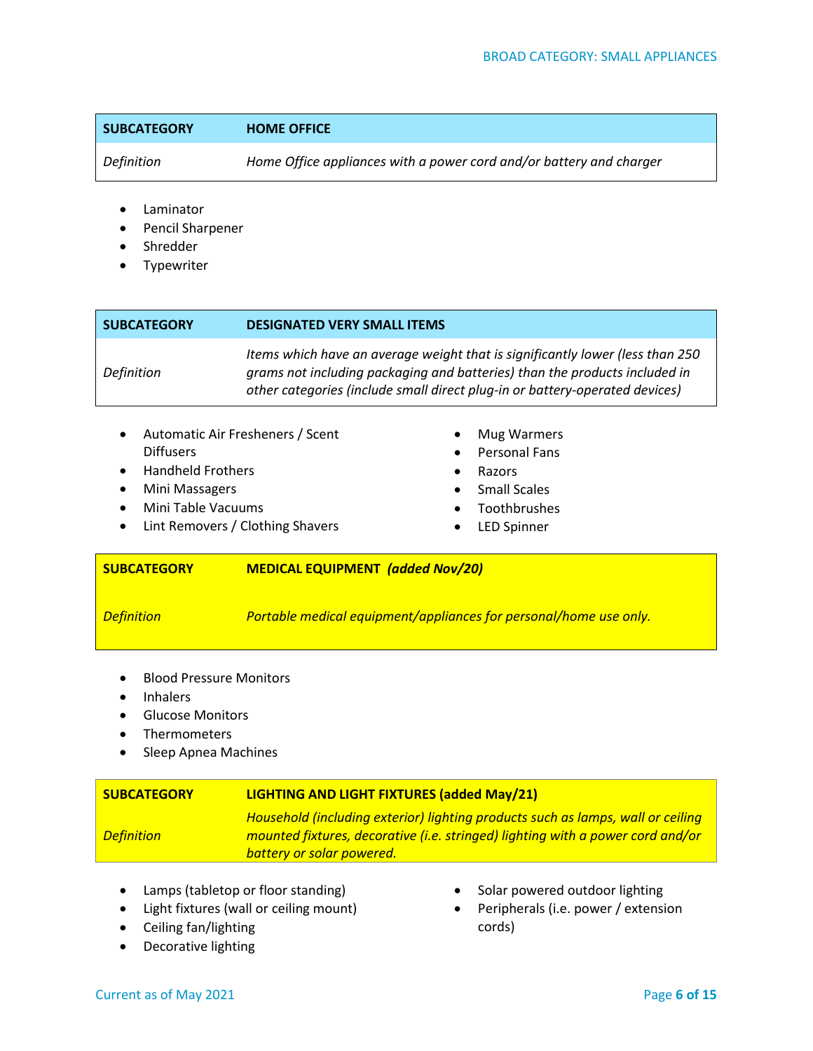| SUBCATEGORY | HOME OFFICE |
| --- | --- |
| *Definition* | *Home Office appliances with a power cord and/or battery and charger* |

- Laminator
- Pencil Sharpener
- Shredder
- Typewriter

| SUBCATEGORY | DESIGNATED VERY SMALL ITEMS |
| --- | --- |
| *Definition* | *Items which have an average weight that is significantly lower (less than 250 grams not including packaging and batteries) than the products included in other categories (include small direct plug-in or battery-operated devices)* |

- Automatic Air Fresheners / Scent Diffusers
- Handheld Frothers
- Mini Massagers
- Mini Table Vacuums
- Lint Removers / Clothing Shavers
- Mug Warmers
- Personal Fans
- Razors
- Small Scales
- Toothbrushes
- LED Spinner

| SUBCATEGORY | MEDICAL EQUIPMENT *(added Nov/20)* |
| --- | --- |
| *Definition* | *Portable medical equipment/appliances for personal/home use only.* |

- Blood Pressure Monitors
- Inhalers
- Glucose Monitors
- Thermometers
- Sleep Apnea Machines

| SUBCATEGORY | LIGHTING AND LIGHT FIXTURES (added May/21) |
| --- | --- |
| *Definition* | *Household (including exterior) lighting products such as lamps, wall or ceiling mounted fixtures, decorative (i.e. stringed) lighting with a power cord and/or battery or solar powered.* |

- Lamps (tabletop or floor standing)
- Light fixtures (wall or ceiling mount)
- Ceiling fan/lighting
- Decorative lighting
- Solar powered outdoor lighting
- Peripherals (i.e. power / extension cords)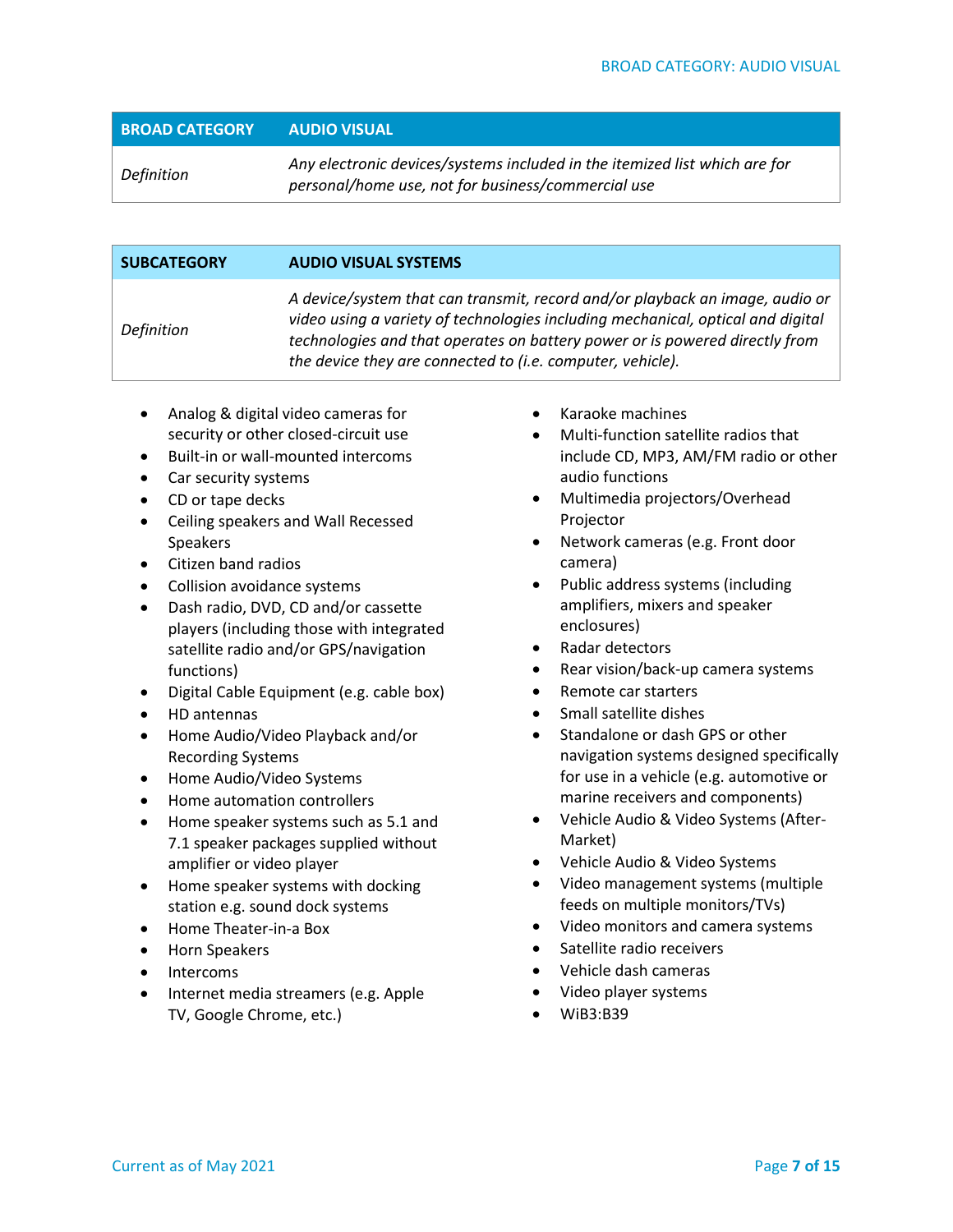| BROAD CATEGORY | AUDIO VISUAL |
|---|---|
| *Definition* | *Any electronic devices/systems included in the itemized list which are for personal/home use, not for business/commercial use* |

| SUBCATEGORY | AUDIO VISUAL SYSTEMS |
|---|---|
| *Definition* | *A device/system that can transmit, record and/or playback an image, audio or video using a variety of technologies including mechanical, optical and digital technologies and that operates on battery power or is powered directly from the device they are connected to (i.e. computer, vehicle).* |

- Analog & digital video cameras for security or other closed-circuit use
- Built-in or wall-mounted intercoms
- Car security systems
- CD or tape decks
- Ceiling speakers and Wall Recessed Speakers
- Citizen band radios
- Collision avoidance systems
- Dash radio, DVD, CD and/or cassette players (including those with integrated satellite radio and/or GPS/navigation functions)
- Digital Cable Equipment (e.g. cable box)
- HD antennas
- Home Audio/Video Playback and/or Recording Systems
- Home Audio/Video Systems
- Home automation controllers
- Home speaker systems such as 5.1 and 7.1 speaker packages supplied without amplifier or video player
- Home speaker systems with docking station e.g. sound dock systems
- Home Theater-in-a Box
- Horn Speakers
- Intercoms
- Internet media streamers (e.g. Apple TV, Google Chrome, etc.)
- Karaoke machines
- Multi-function satellite radios that include CD, MP3, AM/FM radio or other audio functions
- Multimedia projectors/Overhead Projector
- Network cameras (e.g. Front door camera)
- Public address systems (including amplifiers, mixers and speaker enclosures)
- Radar detectors
- Rear vision/back-up camera systems
- Remote car starters
- Small satellite dishes
- Standalone or dash GPS or other navigation systems designed specifically for use in a vehicle (e.g. automotive or marine receivers and components)
- Vehicle Audio & Video Systems (After-Market)
- Vehicle Audio & Video Systems
- Video management systems (multiple feeds on multiple monitors/TVs)
- Video monitors and camera systems
- Satellite radio receivers
- Vehicle dash cameras
- Video player systems
- WiB3:B39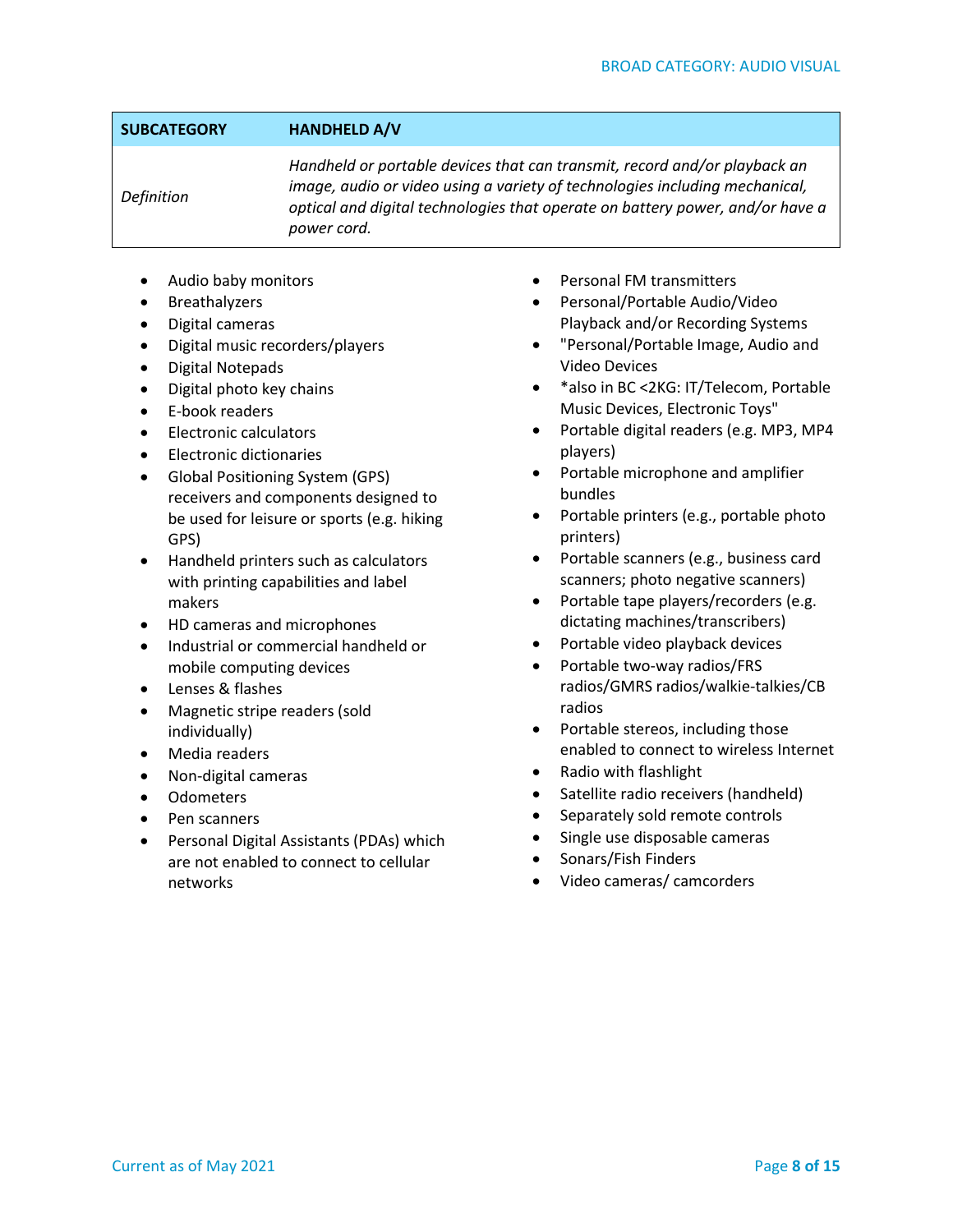| SUBCATEGORY | HANDHELD A/V |
| --- | --- |
| *Definition* | *Handheld or portable devices that can transmit, record and/or playback an image, audio or video using a variety of technologies including mechanical, optical and digital technologies that operate on battery power, and/or have a power cord.* |

- Audio baby monitors
- Breathalyzers
- Digital cameras
- Digital music recorders/players
- Digital Notepads
- Digital photo key chains
- E-book readers
- Electronic calculators
- Electronic dictionaries
- Global Positioning System (GPS) receivers and components designed to be used for leisure or sports (e.g. hiking GPS)
- Handheld printers such as calculators with printing capabilities and label makers
- HD cameras and microphones
- Industrial or commercial handheld or mobile computing devices
- Lenses & flashes
- Magnetic stripe readers (sold individually)
- Media readers
- Non-digital cameras
- Odometers
- Pen scanners
- Personal Digital Assistants (PDAs) which are not enabled to connect to cellular networks
- Personal FM transmitters
- Personal/Portable Audio/Video Playback and/or Recording Systems
- "Personal/Portable Image, Audio and Video Devices
- *also in BC <2KG: IT/Telecom, Portable Music Devices, Electronic Toys"
- Portable digital readers (e.g. MP3, MP4 players)
- Portable microphone and amplifier bundles
- Portable printers (e.g., portable photo printers)
- Portable scanners (e.g., business card scanners; photo negative scanners)
- Portable tape players/recorders (e.g. dictating machines/transcribers)
- Portable video playback devices
- Portable two-way radios/FRS radios/GMRS radios/walkie-talkies/CB radios
- Portable stereos, including those enabled to connect to wireless Internet
- Radio with flashlight
- Satellite radio receivers (handheld)
- Separately sold remote controls
- Single use disposable cameras
- Sonars/Fish Finders
- Video cameras/ camcorders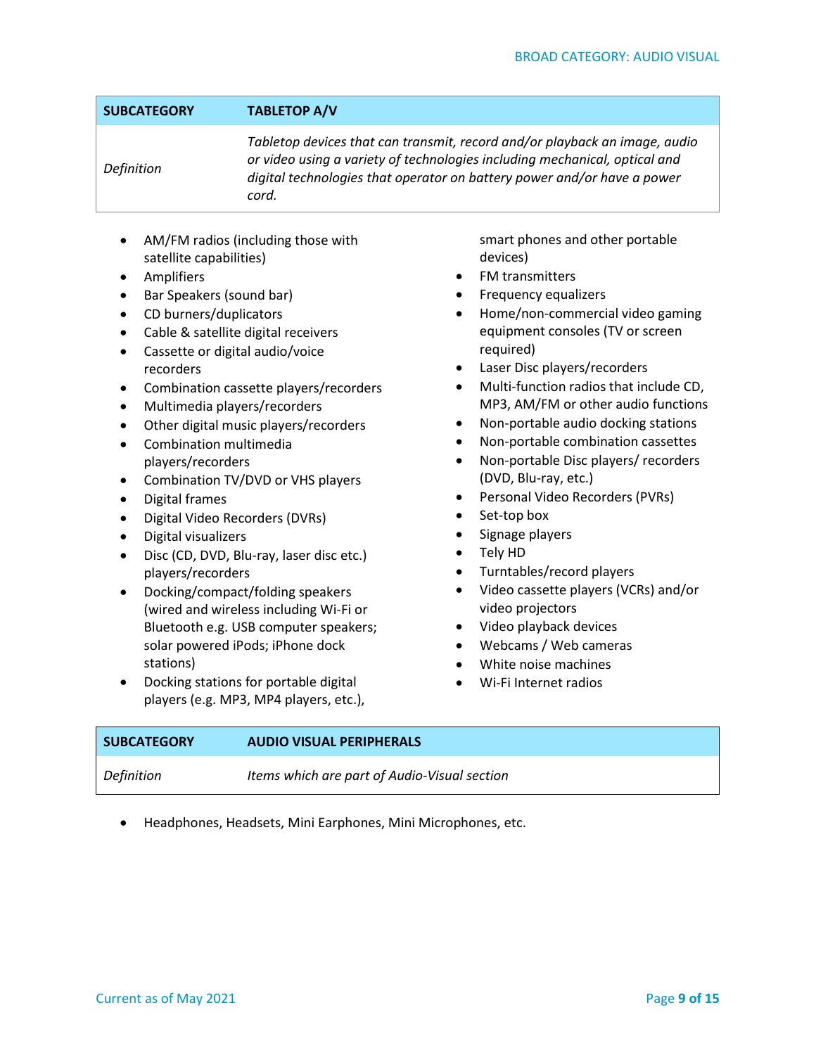| SUBCATEGORY | TABLETOP A/V |
| --- | --- |
| *Definition* | *Tabletop devices that can transmit, record and/or playback an image, audio or video using a variety of technologies including mechanical, optical and digital technologies that operator on battery power and/or have a power cord.* |

- AM/FM radios (including those with satellite capabilities)
- Amplifiers
- Bar Speakers (sound bar)
- CD burners/duplicators
- Cable & satellite digital receivers
- Cassette or digital audio/voice recorders
- Combination cassette players/recorders
- Multimedia players/recorders
- Other digital music players/recorders
- Combination multimedia players/recorders
- Combination TV/DVD or VHS players
- Digital frames
- Digital Video Recorders (DVRs)
- Digital visualizers
- Disc (CD, DVD, Blu-ray, laser disc etc.) players/recorders
- Docking/compact/folding speakers (wired and wireless including Wi-Fi or Bluetooth e.g. USB computer speakers; solar powered iPods; iPhone dock stations)
- Docking stations for portable digital players (e.g. MP3, MP4 players, etc.), smart phones and other portable devices)
- FM transmitters
- Frequency equalizers
- Home/non-commercial video gaming equipment consoles (TV or screen required)
- Laser Disc players/recorders
- Multi-function radios that include CD, MP3, AM/FM or other audio functions
- Non-portable audio docking stations
- Non-portable combination cassettes
- Non-portable Disc players/ recorders (DVD, Blu-ray, etc.)
- Personal Video Recorders (PVRs)
- Set-top box
- Signage players
- Tely HD
- Turntables/record players
- Video cassette players (VCRs) and/or video projectors
- Video playback devices
- Webcams / Web cameras
- White noise machines
- Wi-Fi Internet radios

| SUBCATEGORY | AUDIO VISUAL PERIPHERALS |
| --- | --- |
| *Definition* | *Items which are part of Audio-Visual section* |

- Headphones, Headsets, Mini Earphones, Mini Microphones, etc.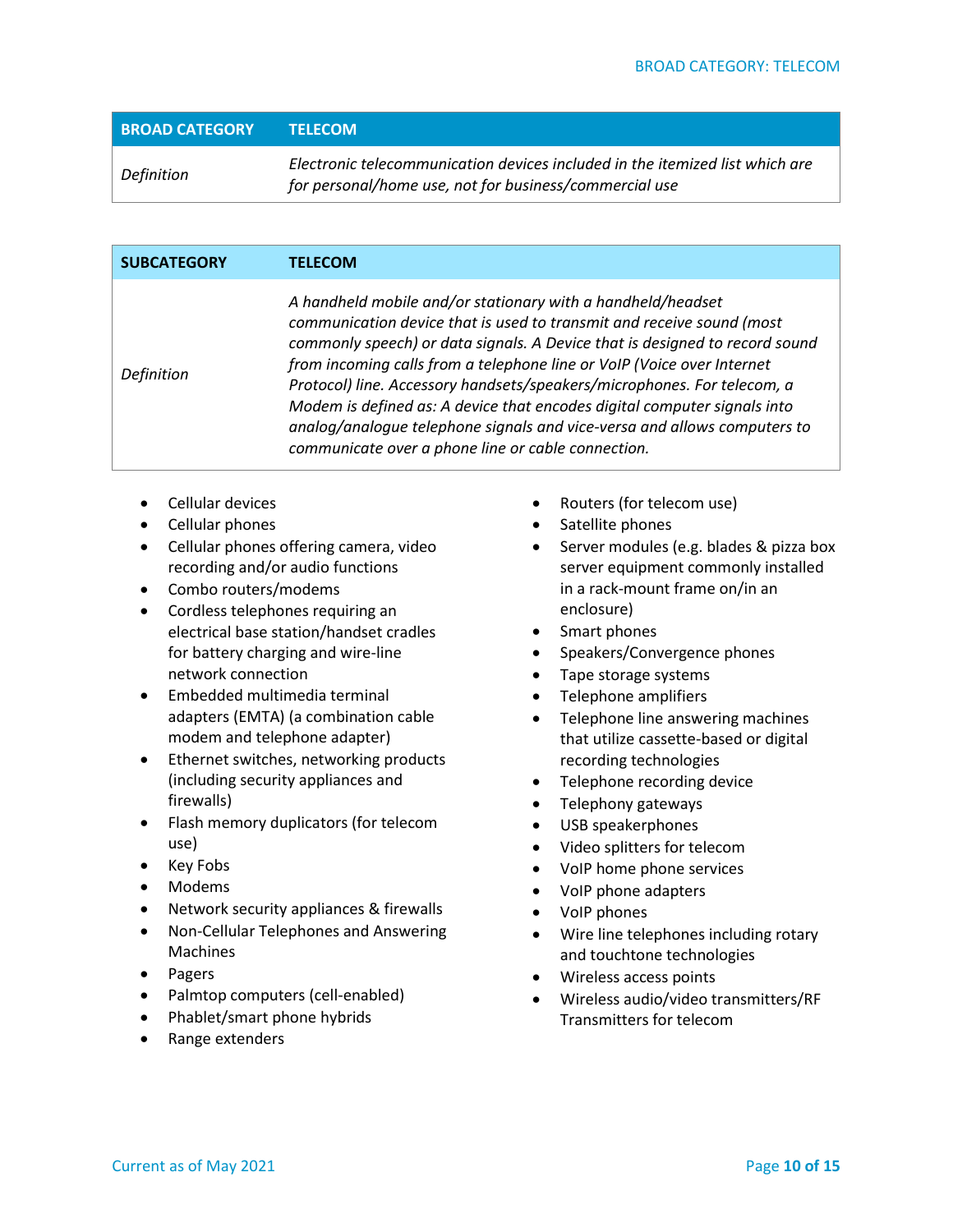| BROAD CATEGORY | TELECOM |
|---|---|
| *Definition* | *Electronic telecommunication devices included in the itemized list which are for personal/home use, not for business/commercial use* |

| SUBCATEGORY | TELECOM |
|---|---|
| *Definition* | *A handheld mobile and/or stationary with a handheld/headset communication device that is used to transmit and receive sound (most commonly speech) or data signals. A Device that is designed to record sound from incoming calls from a telephone line or VoIP (Voice over Internet Protocol) line. Accessory handsets/speakers/microphones. For telecom, a Modem is defined as: A device that encodes digital computer signals into analog/analogue telephone signals and vice-versa and allows computers to communicate over a phone line or cable connection.* |

- Cellular devices
- Cellular phones
- Cellular phones offering camera, video recording and/or audio functions
- Combo routers/modems
- Cordless telephones requiring an electrical base station/handset cradles for battery charging and wire-line network connection
- Embedded multimedia terminal adapters (EMTA) (a combination cable modem and telephone adapter)
- Ethernet switches, networking products (including security appliances and firewalls)
- Flash memory duplicators (for telecom use)
- Key Fobs
- Modems
- Network security appliances & firewalls
- Non-Cellular Telephones and Answering Machines
- Pagers
- Palmtop computers (cell-enabled)
- Phablet/smart phone hybrids
- Range extenders
- Routers (for telecom use)
- Satellite phones
- Server modules (e.g. blades & pizza box server equipment commonly installed in a rack-mount frame on/in an enclosure)
- Smart phones
- Speakers/Convergence phones
- Tape storage systems
- Telephone amplifiers
- Telephone line answering machines that utilize cassette-based or digital recording technologies
- Telephone recording device
- Telephony gateways
- USB speakerphones
- Video splitters for telecom
- VoIP home phone services
- VoIP phone adapters
- VoIP phones
- Wire line telephones including rotary and touchtone technologies
- Wireless access points
- Wireless audio/video transmitters/RF Transmitters for telecom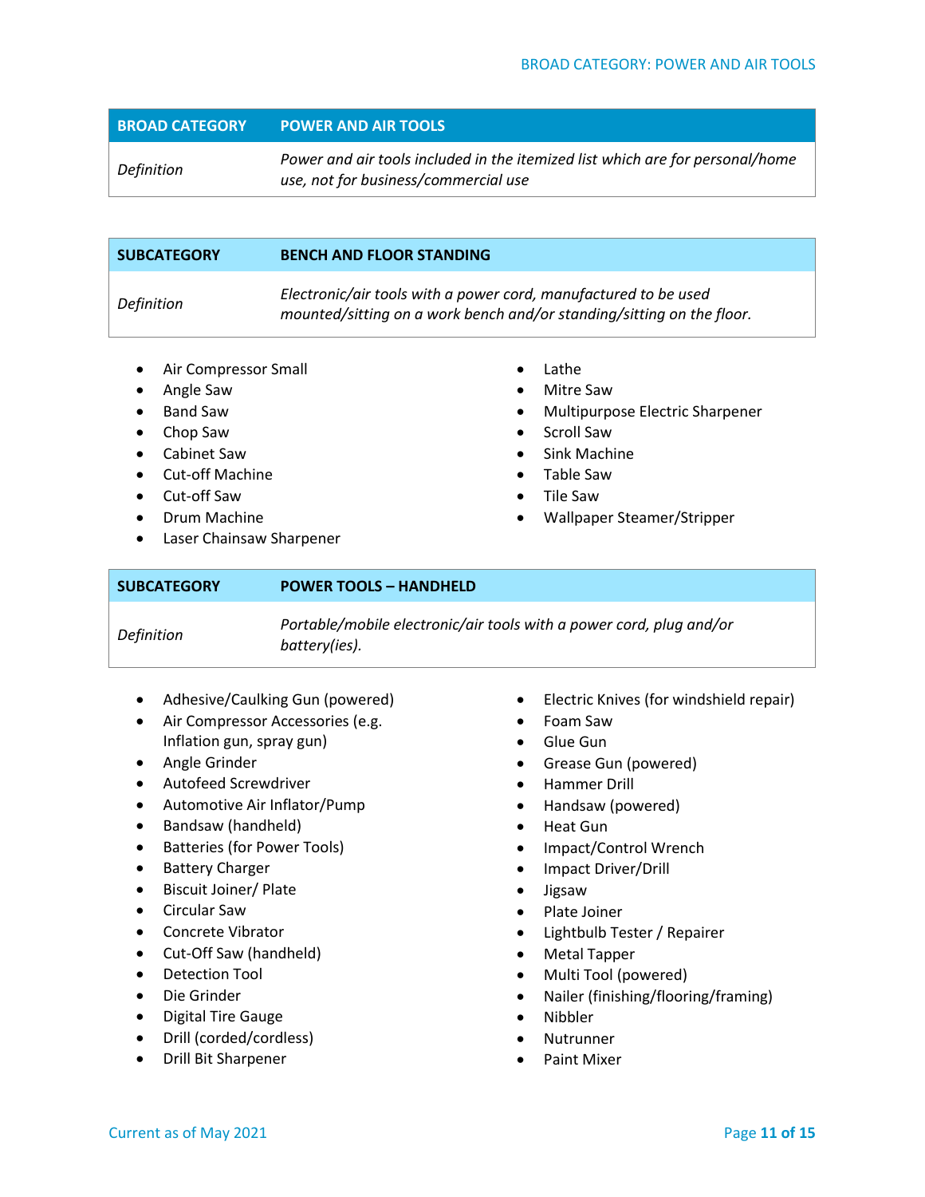| BROAD CATEGORY | POWER AND AIR TOOLS |
|---|---|
| *Definition* | *Power and air tools included in the itemized list which are for personal/home use, not for business/commercial use* |

| SUBCATEGORY | BENCH AND FLOOR STANDING |
|---|---|
| *Definition* | *Electronic/air tools with a power cord, manufactured to be used mounted/sitting on a work bench and/or standing/sitting on the floor.* |

- Air Compressor Small
- Angle Saw
- Band Saw
- Chop Saw
- Cabinet Saw
- Cut-off Machine
- Cut-off Saw
- Drum Machine
- Laser Chainsaw Sharpener
- Lathe
- Mitre Saw
- Multipurpose Electric Sharpener
- Scroll Saw
- Sink Machine
- Table Saw
- Tile Saw
- Wallpaper Steamer/Stripper

| SUBCATEGORY | POWER TOOLS – HANDHELD |
|---|---|
| *Definition* | *Portable/mobile electronic/air tools with a power cord, plug and/or battery(ies).* |

- Adhesive/Caulking Gun (powered)
- Air Compressor Accessories (e.g. Inflation gun, spray gun)
- Angle Grinder
- Autofeed Screwdriver
- Automotive Air Inflator/Pump
- Bandsaw (handheld)
- Batteries (for Power Tools)
- Battery Charger
- Biscuit Joiner/ Plate
- Circular Saw
- Concrete Vibrator
- Cut-Off Saw (handheld)
- Detection Tool
- Die Grinder
- Digital Tire Gauge
- Drill (corded/cordless)
- Drill Bit Sharpener
- Electric Knives (for windshield repair)
- Foam Saw
- Glue Gun
- Grease Gun (powered)
- Hammer Drill
- Handsaw (powered)
- Heat Gun
- Impact/Control Wrench
- Impact Driver/Drill
- Jigsaw
- Plate Joiner
- Lightbulb Tester / Repairer
- Metal Tapper
- Multi Tool (powered)
- Nailer (finishing/flooring/framing)
- Nibbler
- Nutrunner
- Paint Mixer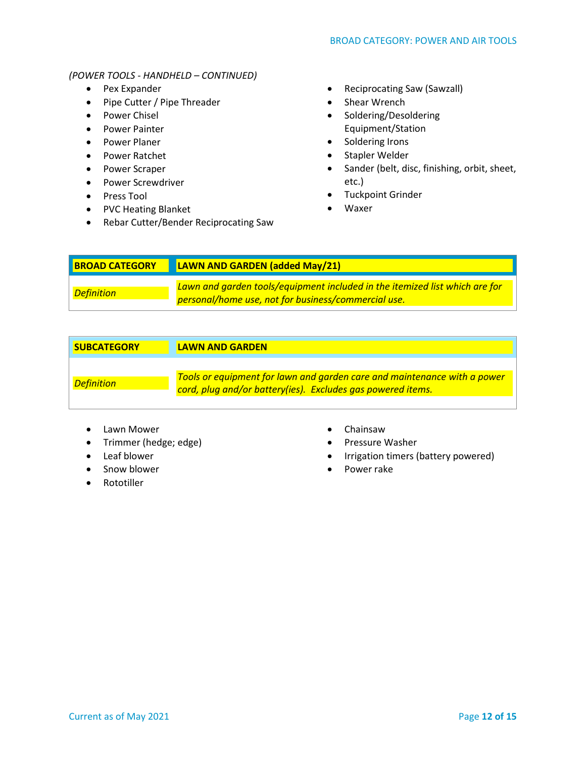*(POWER TOOLS - HANDHELD – CONTINUED)*

- Pex Expander
- Pipe Cutter / Pipe Threader
- Power Chisel
- Power Painter
- Power Planer
- Power Ratchet
- Power Scraper
- Power Screwdriver
- Press Tool
- PVC Heating Blanket
- Rebar Cutter/Bender Reciprocating Saw
- Reciprocating Saw (Sawzall)
- Shear Wrench
- Soldering/Desoldering Equipment/Station
- Soldering Irons
- Stapler Welder
- Sander (belt, disc, finishing, orbit, sheet, etc.)
- Tuckpoint Grinder
- Waxer

| **BROAD CATEGORY** | **LAWN AND GARDEN (added May/21)** |
| --- | --- |
| *Definition* | *Lawn and garden tools/equipment included in the itemized list which are for personal/home use, not for business/commercial use.* |

| **SUBCATEGORY** | **LAWN AND GARDEN** |
| --- | --- |
| *Definition* | *Tools or equipment for lawn and garden care and maintenance with a power cord, plug and/or battery(ies). Excludes gas powered items.* |

- Lawn Mower
- Trimmer (hedge; edge)
- Leaf blower
- Snow blower
- Rototiller
- Chainsaw
- Pressure Washer
- Irrigation timers (battery powered)
- Power rake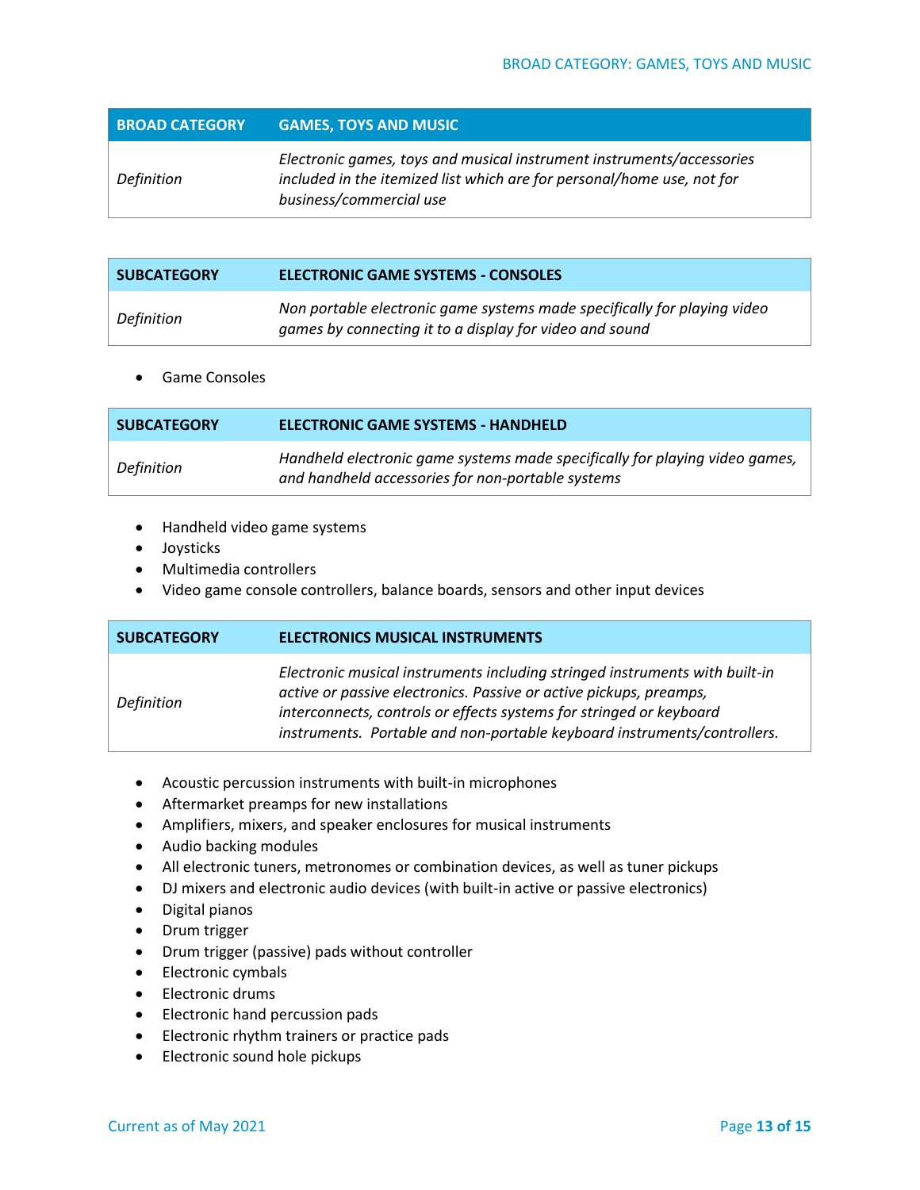| BROAD CATEGORY | GAMES, TOYS AND MUSIC |
| --- | --- |
| *Definition* | *Electronic games, toys and musical instrument instruments/accessories included in the itemized list which are for personal/home use, not for business/commercial use* |

| SUBCATEGORY | ELECTRONIC GAME SYSTEMS - CONSOLES |
| --- | --- |
| *Definition* | *Non portable electronic game systems made specifically for playing video games by connecting it to a display for video and sound* |

- Game Consoles

| SUBCATEGORY | ELECTRONIC GAME SYSTEMS - HANDHELD |
| --- | --- |
| *Definition* | *Handheld electronic game systems made specifically for playing video games, and handheld accessories for non-portable systems* |

- Handheld video game systems
- Joysticks
- Multimedia controllers
- Video game console controllers, balance boards, sensors and other input devices

| SUBCATEGORY | ELECTRONICS MUSICAL INSTRUMENTS |
| --- | --- |
| *Definition* | *Electronic musical instruments including stringed instruments with built-in active or passive electronics. Passive or active pickups, preamps, interconnects, controls or effects systems for stringed or keyboard instruments. Portable and non-portable keyboard instruments/controllers.* |

- Acoustic percussion instruments with built-in microphones
- Aftermarket preamps for new installations
- Amplifiers, mixers, and speaker enclosures for musical instruments
- Audio backing modules
- All electronic tuners, metronomes or combination devices, as well as tuner pickups
- DJ mixers and electronic audio devices (with built-in active or passive electronics)
- Digital pianos
- Drum trigger
- Drum trigger (passive) pads without controller
- Electronic cymbals
- Electronic drums
- Electronic hand percussion pads
- Electronic rhythm trainers or practice pads
- Electronic sound hole pickups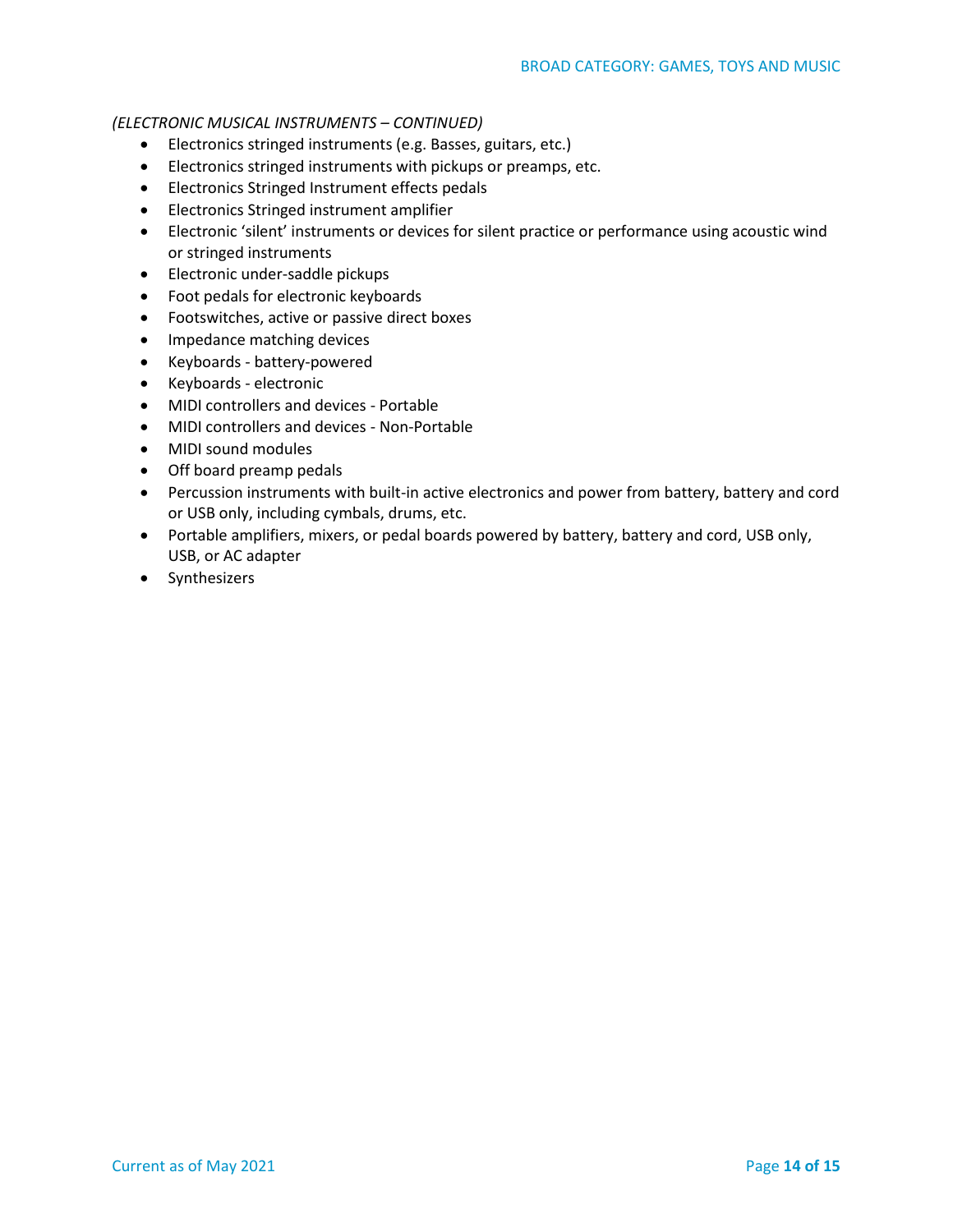*(ELECTRONIC MUSICAL INSTRUMENTS – CONTINUED)*

- Electronics stringed instruments (e.g. Basses, guitars, etc.)
- Electronics stringed instruments with pickups or preamps, etc.
- Electronics Stringed Instrument effects pedals
- Electronics Stringed instrument amplifier
- Electronic 'silent' instruments or devices for silent practice or performance using acoustic wind or stringed instruments
- Electronic under-saddle pickups
- Foot pedals for electronic keyboards
- Footswitches, active or passive direct boxes
- Impedance matching devices
- Keyboards - battery-powered
- Keyboards - electronic
- MIDI controllers and devices - Portable
- MIDI controllers and devices - Non-Portable
- MIDI sound modules
- Off board preamp pedals
- Percussion instruments with built-in active electronics and power from battery, battery and cord or USB only, including cymbals, drums, etc.
- Portable amplifiers, mixers, or pedal boards powered by battery, battery and cord, USB only, USB, or AC adapter
- Synthesizers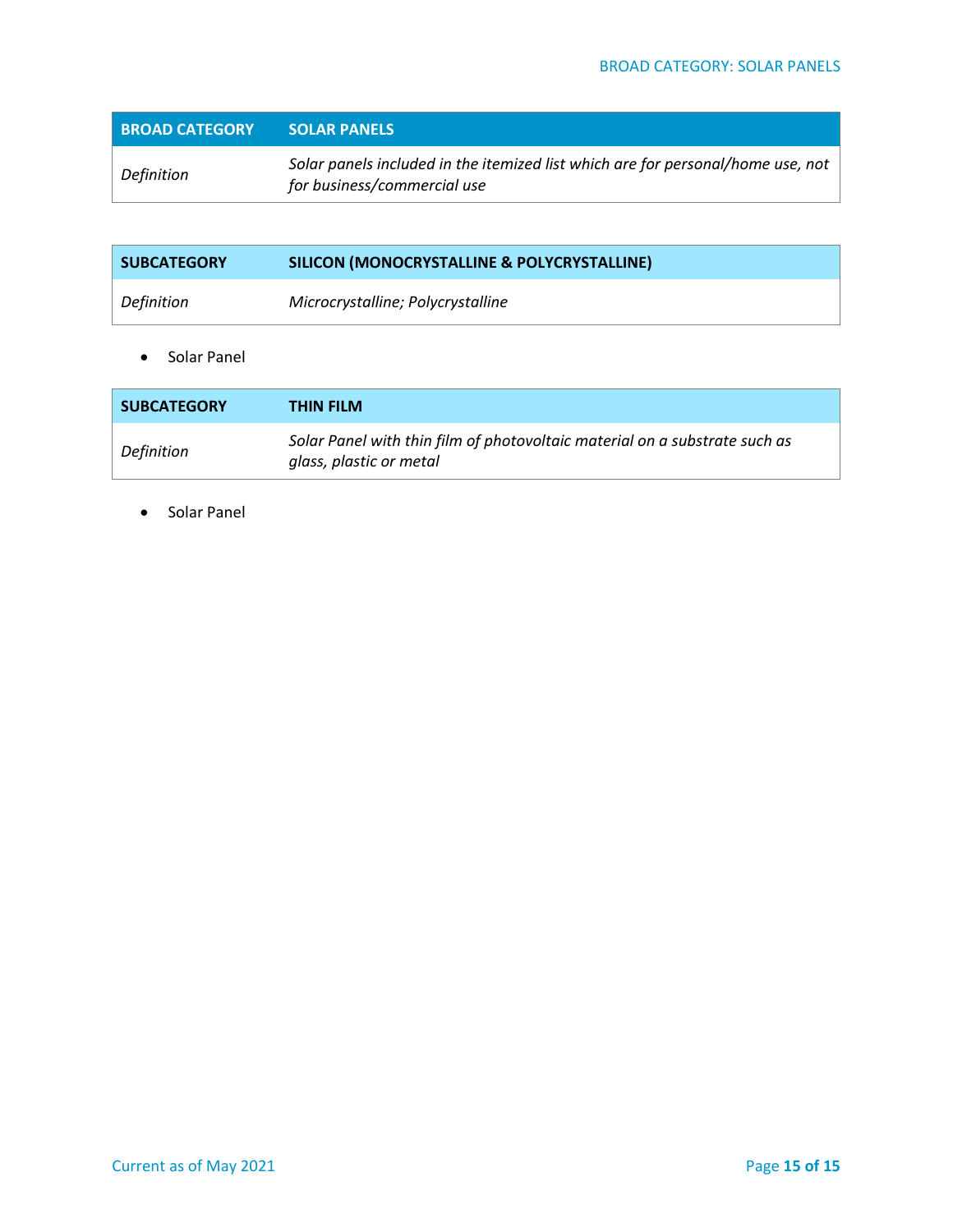| BROAD CATEGORY | SOLAR PANELS |
|---|---|
| *Definition* | *Solar panels included in the itemized list which are for personal/home use, not for business/commercial use* |

| SUBCATEGORY | SILICON (MONOCRYSTALLINE & POLYCRYSTALLINE) |
|---|---|
| *Definition* | *Microcrystalline; Polycrystalline* |

- Solar Panel

| SUBCATEGORY | THIN FILM |
|---|---|
| *Definition* | *Solar Panel with thin film of photovoltaic material on a substrate such as glass, plastic or metal* |

- Solar Panel